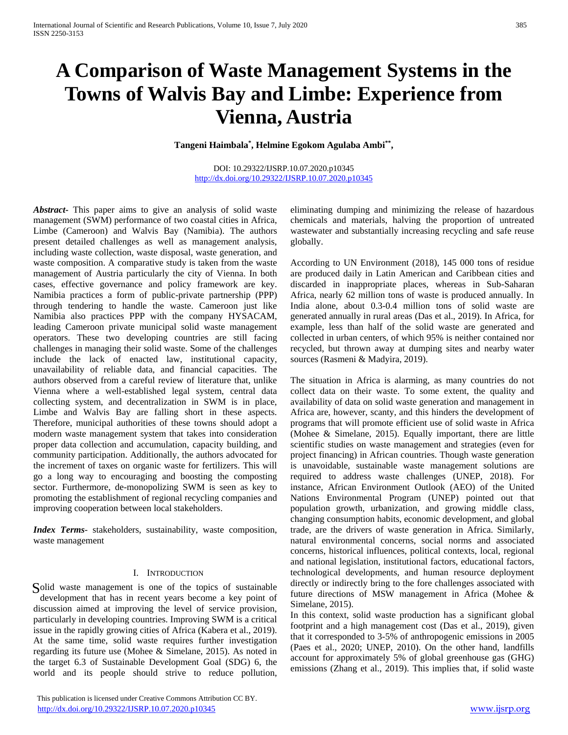# A Comparison of Waste Management Systems in the Towns of Walvis Bay and Limbe: Experience from Vienna, Austria

**Tangeni Haimbala[*], Helmine Egokom Agulaba Ambi[**],**

DOI: 10.29322/IJSRP.10.07.2020.p10345
http://dx.doi.org/10.29322/IJSRP.10.07.2020.p10345

***Abstract-*** This paper aims to give an analysis of solid waste management (SWM) performance of two coastal cities in Africa, Limbe (Cameroon) and Walvis Bay (Namibia). The authors present detailed challenges as well as management analysis, including waste collection, waste disposal, waste generation, and waste composition. A comparative study is taken from the waste management of Austria particularly the city of Vienna. In both cases, effective governance and policy framework are key. Namibia practices a form of public-private partnership (PPP) through tendering to handle the waste. Cameroon just like Namibia also practices PPP with the company HYSACAM, leading Cameroon private municipal solid waste management operators. These two developing countries are still facing challenges in managing their solid waste. Some of the challenges include the lack of enacted law, institutional capacity, unavailability of reliable data, and financial capacities. The authors observed from a careful review of literature that, unlike Vienna where a well-established legal system, central data collecting system, and decentralization in SWM is in place, Limbe and Walvis Bay are falling short in these aspects. Therefore, municipal authorities of these towns should adopt a modern waste management system that takes into consideration proper data collection and accumulation, capacity building, and community participation. Additionally, the authors advocated for the increment of taxes on organic waste for fertilizers. This will go a long way to encouraging and boosting the composting sector. Furthermore, de-monopolizing SWM is seen as key to promoting the establishment of regional recycling companies and improving cooperation between local stakeholders.

***Index Terms*-** stakeholders, sustainability, waste composition, waste management

## I. Introduction

Solid waste management is one of the topics of sustainable development that has in recent years become a key point of discussion aimed at improving the level of service provision, particularly in developing countries. Improving SWM is a critical issue in the rapidly growing cities of Africa (Kabera et al., 2019). At the same time, solid waste requires further investigation regarding its future use (Mohee & Simelane, 2015). As noted in the target 6.3 of Sustainable Development Goal (SDG) 6, the world and its people should strive to reduce pollution, eliminating dumping and minimizing the release of hazardous chemicals and materials, halving the proportion of untreated wastewater and substantially increasing recycling and safe reuse globally.

According to UN Environment (2018), 145 000 tons of residue are produced daily in Latin American and Caribbean cities and discarded in inappropriate places, whereas in Sub-Saharan Africa, nearly 62 million tons of waste is produced annually. In India alone, about 0.3-0.4 million tons of solid waste are generated annually in rural areas (Das et al., 2019). In Africa, for example, less than half of the solid waste are generated and collected in urban centers, of which 95% is neither contained nor recycled, but thrown away at dumping sites and nearby water sources (Rasmeni & Madyira, 2019).

The situation in Africa is alarming, as many countries do not collect data on their waste. To some extent, the quality and availability of data on solid waste generation and management in Africa are, however, scanty, and this hinders the development of programs that will promote efficient use of solid waste in Africa (Mohee & Simelane, 2015). Equally important, there are little scientific studies on waste management and strategies (even for project financing) in African countries. Though waste generation is unavoidable, sustainable waste management solutions are required to address waste challenges (UNEP, 2018). For instance, African Environment Outlook (AEO) of the United Nations Environmental Program (UNEP) pointed out that population growth, urbanization, and growing middle class, changing consumption habits, economic development, and global trade, are the drivers of waste generation in Africa. Similarly, natural environmental concerns, social norms and associated concerns, historical influences, political contexts, local, regional and national legislation, institutional factors, educational factors, technological developments, and human resource deployment directly or indirectly bring to the fore challenges associated with future directions of MSW management in Africa (Mohee & Simelane, 2015).

In this context, solid waste production has a significant global footprint and a high management cost (Das et al., 2019), given that it corresponded to 3-5% of anthropogenic emissions in 2005 (Paes et al., 2020; UNEP, 2010). On the other hand, landfills account for approximately 5% of global greenhouse gas (GHG) emissions (Zhang et al., 2019). This implies that, if solid waste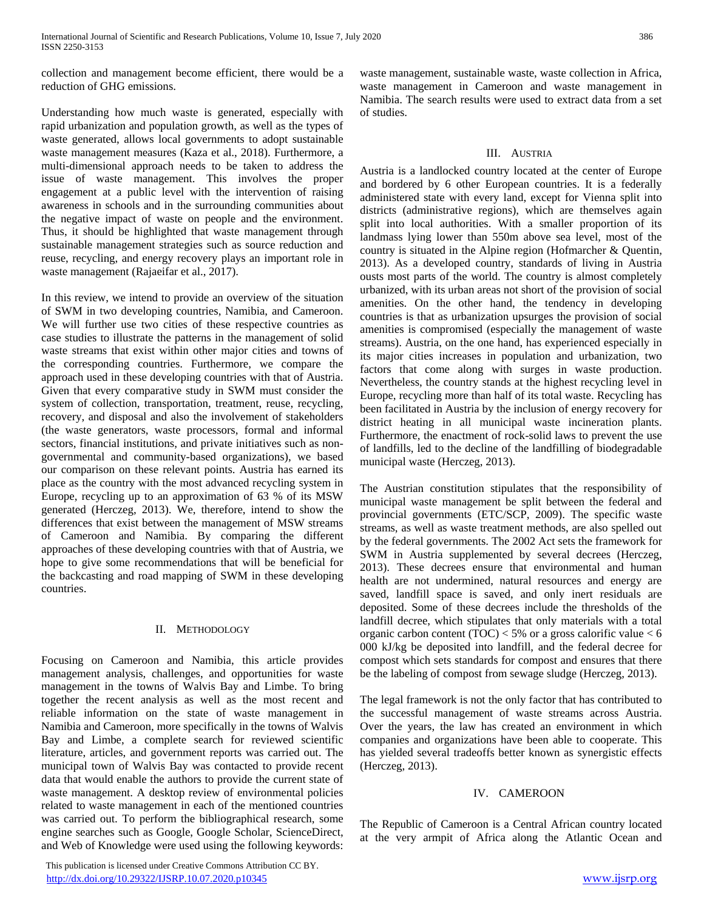collection and management become efficient, there would be a reduction of GHG emissions.

Understanding how much waste is generated, especially with rapid urbanization and population growth, as well as the types of waste generated, allows local governments to adopt sustainable waste management measures (Kaza et al., 2018). Furthermore, a multi-dimensional approach needs to be taken to address the issue of waste management. This involves the proper engagement at a public level with the intervention of raising awareness in schools and in the surrounding communities about the negative impact of waste on people and the environment. Thus, it should be highlighted that waste management through sustainable management strategies such as source reduction and reuse, recycling, and energy recovery plays an important role in waste management (Rajaeifar et al., 2017).

In this review, we intend to provide an overview of the situation of SWM in two developing countries, Namibia, and Cameroon. We will further use two cities of these respective countries as case studies to illustrate the patterns in the management of solid waste streams that exist within other major cities and towns of the corresponding countries. Furthermore, we compare the approach used in these developing countries with that of Austria. Given that every comparative study in SWM must consider the system of collection, transportation, treatment, reuse, recycling, recovery, and disposal and also the involvement of stakeholders (the waste generators, waste processors, formal and informal sectors, financial institutions, and private initiatives such as non-governmental and community-based organizations), we based our comparison on these relevant points. Austria has earned its place as the country with the most advanced recycling system in Europe, recycling up to an approximation of 63 % of its MSW generated (Herczeg, 2013). We, therefore, intend to show the differences that exist between the management of MSW streams of Cameroon and Namibia. By comparing the different approaches of these developing countries with that of Austria, we hope to give some recommendations that will be beneficial for the backcasting and road mapping of SWM in these developing countries.

## II. Methodology

Focusing on Cameroon and Namibia, this article provides management analysis, challenges, and opportunities for waste management in the towns of Walvis Bay and Limbe. To bring together the recent analysis as well as the most recent and reliable information on the state of waste management in Namibia and Cameroon, more specifically in the towns of Walvis Bay and Limbe, a complete search for reviewed scientific literature, articles, and government reports was carried out. The municipal town of Walvis Bay was contacted to provide recent data that would enable the authors to provide the current state of waste management. A desktop review of environmental policies related to waste management in each of the mentioned countries was carried out. To perform the bibliographical research, some engine searches such as Google, Google Scholar, ScienceDirect, and Web of Knowledge were used using the following keywords: waste management, sustainable waste, waste collection in Africa, waste management in Cameroon and waste management in Namibia. The search results were used to extract data from a set of studies.

## III. Austria

Austria is a landlocked country located at the center of Europe and bordered by 6 other European countries. It is a federally administered state with every land, except for Vienna split into districts (administrative regions), which are themselves again split into local authorities. With a smaller proportion of its landmass lying lower than 550m above sea level, most of the country is situated in the Alpine region (Hofmarcher & Quentin, 2013). As a developed country, standards of living in Austria ousts most parts of the world. The country is almost completely urbanized, with its urban areas not short of the provision of social amenities. On the other hand, the tendency in developing countries is that as urbanization upsurges the provision of social amenities is compromised (especially the management of waste streams). Austria, on the one hand, has experienced especially in its major cities increases in population and urbanization, two factors that come along with surges in waste production. Nevertheless, the country stands at the highest recycling level in Europe, recycling more than half of its total waste. Recycling has been facilitated in Austria by the inclusion of energy recovery for district heating in all municipal waste incineration plants. Furthermore, the enactment of rock-solid laws to prevent the use of landfills, led to the decline of the landfilling of biodegradable municipal waste (Herczeg, 2013).

The Austrian constitution stipulates that the responsibility of municipal waste management be split between the federal and provincial governments (ETC/SCP, 2009). The specific waste streams, as well as waste treatment methods, are also spelled out by the federal governments. The 2002 Act sets the framework for SWM in Austria supplemented by several decrees (Herczeg, 2013). These decrees ensure that environmental and human health are not undermined, natural resources and energy are saved, landfill space is saved, and only inert residuals are deposited. Some of these decrees include the thresholds of the landfill decree, which stipulates that only materials with a total organic carbon content (TOC) < 5% or a gross calorific value < 6 000 kJ/kg be deposited into landfill, and the federal decree for compost which sets standards for compost and ensures that there be the labeling of compost from sewage sludge (Herczeg, 2013).

The legal framework is not the only factor that has contributed to the successful management of waste streams across Austria. Over the years, the law has created an environment in which companies and organizations have been able to cooperate. This has yielded several tradeoffs better known as synergistic effects (Herczeg, 2013).

## IV. Cameroon

The Republic of Cameroon is a Central African country located at the very armpit of Africa along the Atlantic Ocean and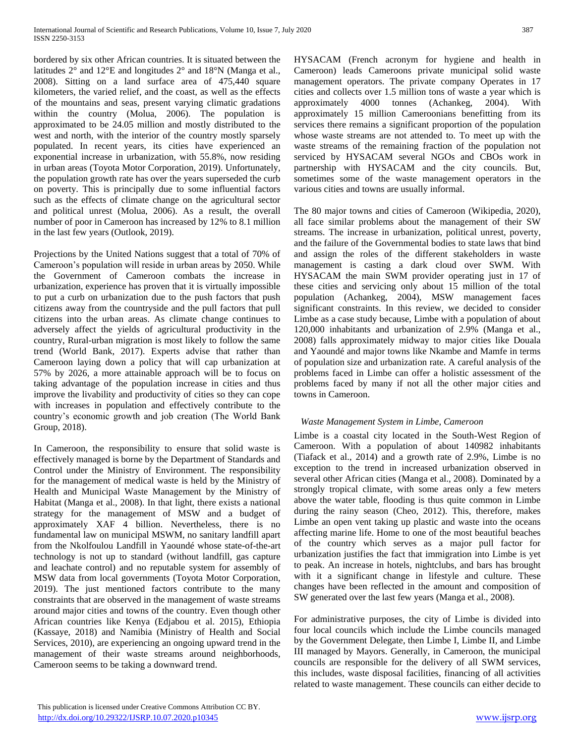bordered by six other African countries. It is situated between the latitudes 2° and 12°E and longitudes 2° and 18°N (Manga et al., 2008). Sitting on a land surface area of 475,440 square kilometers, the varied relief, and the coast, as well as the effects of the mountains and seas, present varying climatic gradations within the country (Molua, 2006). The population is approximated to be 24.05 million and mostly distributed to the west and north, with the interior of the country mostly sparsely populated. In recent years, its cities have experienced an exponential increase in urbanization, with 55.8%, now residing in urban areas (Toyota Motor Corporation, 2019). Unfortunately, the population growth rate has over the years superseded the curb on poverty. This is principally due to some influential factors such as the effects of climate change on the agricultural sector and political unrest (Molua, 2006). As a result, the overall number of poor in Cameroon has increased by 12% to 8.1 million in the last few years (Outlook, 2019).

Projections by the United Nations suggest that a total of 70% of Cameroon's population will reside in urban areas by 2050. While the Government of Cameroon combats the increase in urbanization, experience has proven that it is virtually impossible to put a curb on urbanization due to the push factors that push citizens away from the countryside and the pull factors that pull citizens into the urban areas. As climate change continues to adversely affect the yields of agricultural productivity in the country, Rural-urban migration is most likely to follow the same trend (World Bank, 2017). Experts advise that rather than Cameroon laying down a policy that will cap urbanization at 57% by 2026, a more attainable approach will be to focus on taking advantage of the population increase in cities and thus improve the livability and productivity of cities so they can cope with increases in population and effectively contribute to the country's economic growth and job creation (The World Bank Group, 2018).

In Cameroon, the responsibility to ensure that solid waste is effectively managed is borne by the Department of Standards and Control under the Ministry of Environment. The responsibility for the management of medical waste is held by the Ministry of Health and Municipal Waste Management by the Ministry of Habitat (Manga et al., 2008). In that light, there exists a national strategy for the management of MSW and a budget of approximately XAF 4 billion. Nevertheless, there is no fundamental law on municipal MSWM, no sanitary landfill apart from the Nkolfoulou Landfill in Yaoundé whose state-of-the-art technology is not up to standard (without landfill, gas capture and leachate control) and no reputable system for assembly of MSW data from local governments (Toyota Motor Corporation, 2019). The just mentioned factors contribute to the many constraints that are observed in the management of waste streams around major cities and towns of the country. Even though other African countries like Kenya (Edjabou et al. 2015), Ethiopia (Kassaye, 2018) and Namibia (Ministry of Health and Social Services, 2010), are experiencing an ongoing upward trend in the management of their waste streams around neighborhoods, Cameroon seems to be taking a downward trend.

HYSACAM (French acronym for hygiene and health in Cameroon) leads Cameroons private municipal solid waste management operators. The private company Operates in 17 cities and collects over 1.5 million tons of waste a year which is approximately 4000 tonnes (Achankeg, 2004). With approximately 15 million Cameroonians benefitting from its services there remains a significant proportion of the population whose waste streams are not attended to. To meet up with the waste streams of the remaining fraction of the population not serviced by HYSACAM several NGOs and CBOs work in partnership with HYSACAM and the city councils. But, sometimes some of the waste management operators in the various cities and towns are usually informal.

The 80 major towns and cities of Cameroon (Wikipedia, 2020), all face similar problems about the management of their SW streams. The increase in urbanization, political unrest, poverty, and the failure of the Governmental bodies to state laws that bind and assign the roles of the different stakeholders in waste management is casting a dark cloud over SWM. With HYSACAM the main SWM provider operating just in 17 of these cities and servicing only about 15 million of the total population (Achankeg, 2004), MSW management faces significant constraints. In this review, we decided to consider Limbe as a case study because, Limbe with a population of about 120,000 inhabitants and urbanization of 2.9% (Manga et al., 2008) falls approximately midway to major cities like Douala and Yaoundé and major towns like Nkambe and Mamfe in terms of population size and urbanization rate. A careful analysis of the problems faced in Limbe can offer a holistic assessment of the problems faced by many if not all the other major cities and towns in Cameroon.

### *Waste Management System in Limbe, Cameroon*

Limbe is a coastal city located in the South-West Region of Cameroon. With a population of about 140982 inhabitants (Tiafack et al., 2014) and a growth rate of 2.9%, Limbe is no exception to the trend in increased urbanization observed in several other African cities (Manga et al., 2008). Dominated by a strongly tropical climate, with some areas only a few meters above the water table, flooding is thus quite common in Limbe during the rainy season (Cheo, 2012). This, therefore, makes Limbe an open vent taking up plastic and waste into the oceans affecting marine life. Home to one of the most beautiful beaches of the country which serves as a major pull factor for urbanization justifies the fact that immigration into Limbe is yet to peak. An increase in hotels, nightclubs, and bars has brought with it a significant change in lifestyle and culture. These changes have been reflected in the amount and composition of SW generated over the last few years (Manga et al., 2008).

For administrative purposes, the city of Limbe is divided into four local councils which include the Limbe councils managed by the Government Delegate, then Limbe I, Limbe II, and Limbe III managed by Mayors. Generally, in Cameroon, the municipal councils are responsible for the delivery of all SWM services, this includes, waste disposal facilities, financing of all activities related to waste management. These councils can either decide to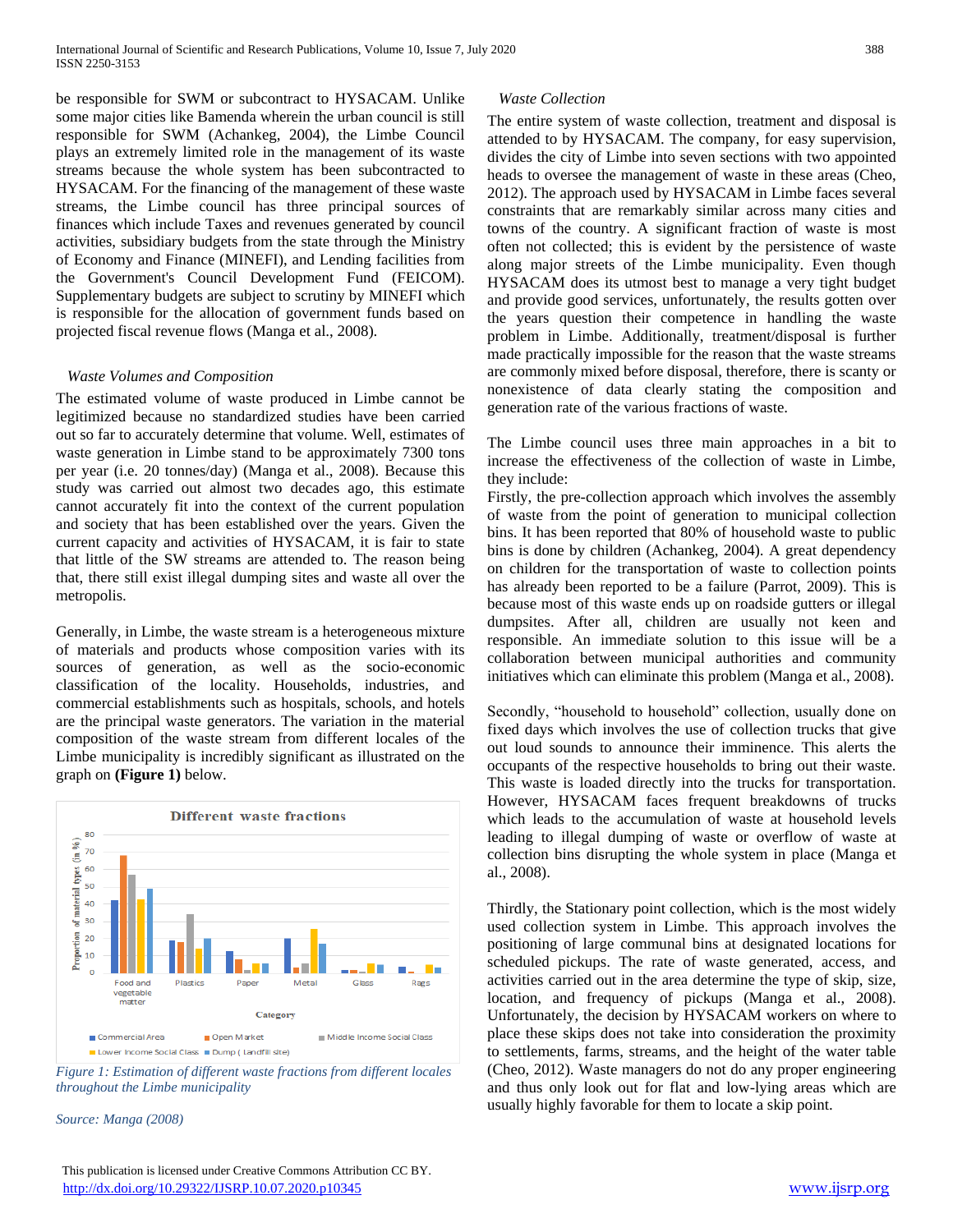be responsible for SWM or subcontract to HYSACAM. Unlike some major cities like Bamenda wherein the urban council is still responsible for SWM (Achankeg, 2004), the Limbe Council plays an extremely limited role in the management of its waste streams because the whole system has been subcontracted to HYSACAM. For the financing of the management of these waste streams, the Limbe council has three principal sources of finances which include Taxes and revenues generated by council activities, subsidiary budgets from the state through the Ministry of Economy and Finance (MINEFI), and Lending facilities from the Government's Council Development Fund (FEICOM). Supplementary budgets are subject to scrutiny by MINEFI which is responsible for the allocation of government funds based on projected fiscal revenue flows (Manga et al., 2008).

*Waste Volumes and Composition*

The estimated volume of waste produced in Limbe cannot be legitimized because no standardized studies have been carried out so far to accurately determine that volume. Well, estimates of waste generation in Limbe stand to be approximately 7300 tons per year (i.e. 20 tonnes/day) (Manga et al., 2008). Because this study was carried out almost two decades ago, this estimate cannot accurately fit into the context of the current population and society that has been established over the years. Given the current capacity and activities of HYSACAM, it is fair to state that little of the SW streams are attended to. The reason being that, there still exist illegal dumping sites and waste all over the metropolis.

Generally, in Limbe, the waste stream is a heterogeneous mixture of materials and products whose composition varies with its sources of generation, as well as the socio-economic classification of the locality. Households, industries, and commercial establishments such as hospitals, schools, and hotels are the principal waste generators. The variation in the material composition of the waste stream from different locales of the Limbe municipality is incredibly significant as illustrated on the graph on **(Figure 1)** below.

*Figure 1: Estimation of different waste fractions from different locales throughout the Limbe municipality*

*Source: Manga (2008)*

*Waste Collection*

The entire system of waste collection, treatment and disposal is attended to by HYSACAM. The company, for easy supervision, divides the city of Limbe into seven sections with two appointed heads to oversee the management of waste in these areas (Cheo, 2012). The approach used by HYSACAM in Limbe faces several constraints that are remarkably similar across many cities and towns of the country. A significant fraction of waste is most often not collected; this is evident by the persistence of waste along major streets of the Limbe municipality. Even though HYSACAM does its utmost best to manage a very tight budget and provide good services, unfortunately, the results gotten over the years question their competence in handling the waste problem in Limbe. Additionally, treatment/disposal is further made practically impossible for the reason that the waste streams are commonly mixed before disposal, therefore, there is scanty or nonexistence of data clearly stating the composition and generation rate of the various fractions of waste.

The Limbe council uses three main approaches in a bit to increase the effectiveness of the collection of waste in Limbe, they include:

Firstly, the pre-collection approach which involves the assembly of waste from the point of generation to municipal collection bins. It has been reported that 80% of household waste to public bins is done by children (Achankeg, 2004). A great dependency on children for the transportation of waste to collection points has already been reported to be a failure (Parrot, 2009). This is because most of this waste ends up on roadside gutters or illegal dumpsites. After all, children are usually not keen and responsible. An immediate solution to this issue will be a collaboration between municipal authorities and community initiatives which can eliminate this problem (Manga et al., 2008).

Secondly, "household to household" collection, usually done on fixed days which involves the use of collection trucks that give out loud sounds to announce their imminence. This alerts the occupants of the respective households to bring out their waste. This waste is loaded directly into the trucks for transportation. However, HYSACAM faces frequent breakdowns of trucks which leads to the accumulation of waste at household levels leading to illegal dumping of waste or overflow of waste at collection bins disrupting the whole system in place (Manga et al., 2008).

Thirdly, the Stationary point collection, which is the most widely used collection system in Limbe. This approach involves the positioning of large communal bins at designated locations for scheduled pickups. The rate of waste generated, access, and activities carried out in the area determine the type of skip, size, location, and frequency of pickups (Manga et al., 2008). Unfortunately, the decision by HYSACAM workers on where to place these skips does not take into consideration the proximity to settlements, farms, streams, and the height of the water table (Cheo, 2012). Waste managers do not do any proper engineering and thus only look out for flat and low-lying areas which are usually highly favorable for them to locate a skip point.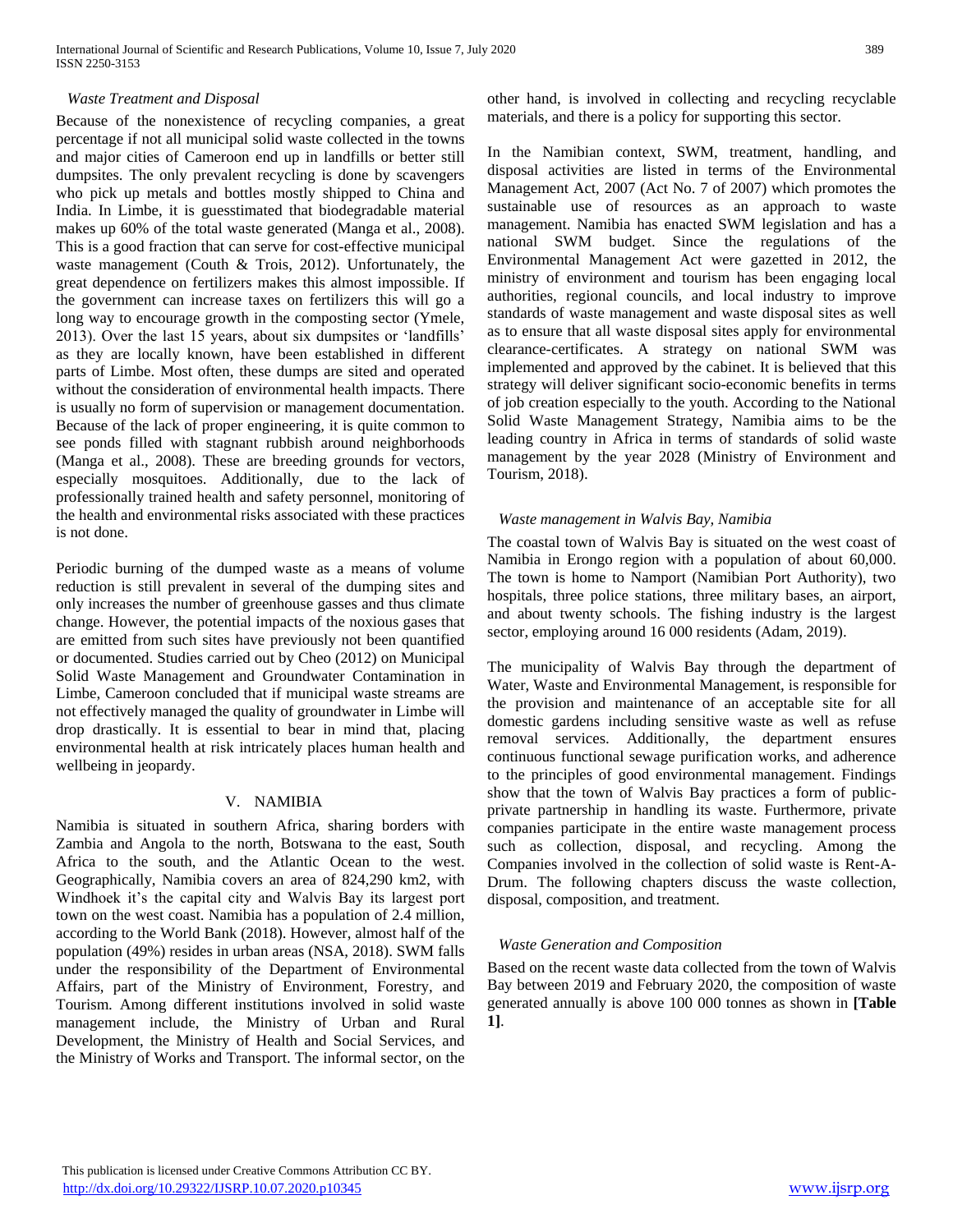*Waste Treatment and Disposal*

Because of the nonexistence of recycling companies, a great percentage if not all municipal solid waste collected in the towns and major cities of Cameroon end up in landfills or better still dumpsites. The only prevalent recycling is done by scavengers who pick up metals and bottles mostly shipped to China and India. In Limbe, it is guesstimated that biodegradable material makes up 60% of the total waste generated (Manga et al., 2008). This is a good fraction that can serve for cost-effective municipal waste management (Couth & Trois, 2012). Unfortunately, the great dependence on fertilizers makes this almost impossible. If the government can increase taxes on fertilizers this will go a long way to encourage growth in the composting sector (Ymele, 2013). Over the last 15 years, about six dumpsites or 'landfills' as they are locally known, have been established in different parts of Limbe. Most often, these dumps are sited and operated without the consideration of environmental health impacts. There is usually no form of supervision or management documentation. Because of the lack of proper engineering, it is quite common to see ponds filled with stagnant rubbish around neighborhoods (Manga et al., 2008). These are breeding grounds for vectors, especially mosquitoes. Additionally, due to the lack of professionally trained health and safety personnel, monitoring of the health and environmental risks associated with these practices is not done.

Periodic burning of the dumped waste as a means of volume reduction is still prevalent in several of the dumping sites and only increases the number of greenhouse gasses and thus climate change. However, the potential impacts of the noxious gases that are emitted from such sites have previously not been quantified or documented. Studies carried out by Cheo (2012) on Municipal Solid Waste Management and Groundwater Contamination in Limbe, Cameroon concluded that if municipal waste streams are not effectively managed the quality of groundwater in Limbe will drop drastically. It is essential to bear in mind that, placing environmental health at risk intricately places human health and wellbeing in jeopardy.

## V. NAMIBIA

Namibia is situated in southern Africa, sharing borders with Zambia and Angola to the north, Botswana to the east, South Africa to the south, and the Atlantic Ocean to the west. Geographically, Namibia covers an area of 824,290 km2, with Windhoek it's the capital city and Walvis Bay its largest port town on the west coast. Namibia has a population of 2.4 million, according to the World Bank (2018). However, almost half of the population (49%) resides in urban areas (NSA, 2018). SWM falls under the responsibility of the Department of Environmental Affairs, part of the Ministry of Environment, Forestry, and Tourism. Among different institutions involved in solid waste management include, the Ministry of Urban and Rural Development, the Ministry of Health and Social Services, and the Ministry of Works and Transport. The informal sector, on the other hand, is involved in collecting and recycling recyclable materials, and there is a policy for supporting this sector.

In the Namibian context, SWM, treatment, handling, and disposal activities are listed in terms of the Environmental Management Act, 2007 (Act No. 7 of 2007) which promotes the sustainable use of resources as an approach to waste management. Namibia has enacted SWM legislation and has a national SWM budget. Since the regulations of the Environmental Management Act were gazetted in 2012, the ministry of environment and tourism has been engaging local authorities, regional councils, and local industry to improve standards of waste management and waste disposal sites as well as to ensure that all waste disposal sites apply for environmental clearance-certificates. A strategy on national SWM was implemented and approved by the cabinet. It is believed that this strategy will deliver significant socio-economic benefits in terms of job creation especially to the youth. According to the National Solid Waste Management Strategy, Namibia aims to be the leading country in Africa in terms of standards of solid waste management by the year 2028 (Ministry of Environment and Tourism, 2018).

*Waste management in Walvis Bay, Namibia*

The coastal town of Walvis Bay is situated on the west coast of Namibia in Erongo region with a population of about 60,000. The town is home to Namport (Namibian Port Authority), two hospitals, three police stations, three military bases, an airport, and about twenty schools. The fishing industry is the largest sector, employing around 16 000 residents (Adam, 2019).

The municipality of Walvis Bay through the department of Water, Waste and Environmental Management, is responsible for the provision and maintenance of an acceptable site for all domestic gardens including sensitive waste as well as refuse removal services. Additionally, the department ensures continuous functional sewage purification works, and adherence to the principles of good environmental management. Findings show that the town of Walvis Bay practices a form of public-private partnership in handling its waste. Furthermore, private companies participate in the entire waste management process such as collection, disposal, and recycling. Among the Companies involved in the collection of solid waste is Rent-A-Drum. The following chapters discuss the waste collection, disposal, composition, and treatment.

*Waste Generation and Composition*

Based on the recent waste data collected from the town of Walvis Bay between 2019 and February 2020, the composition of waste generated annually is above 100 000 tonnes as shown in **[Table 1]**.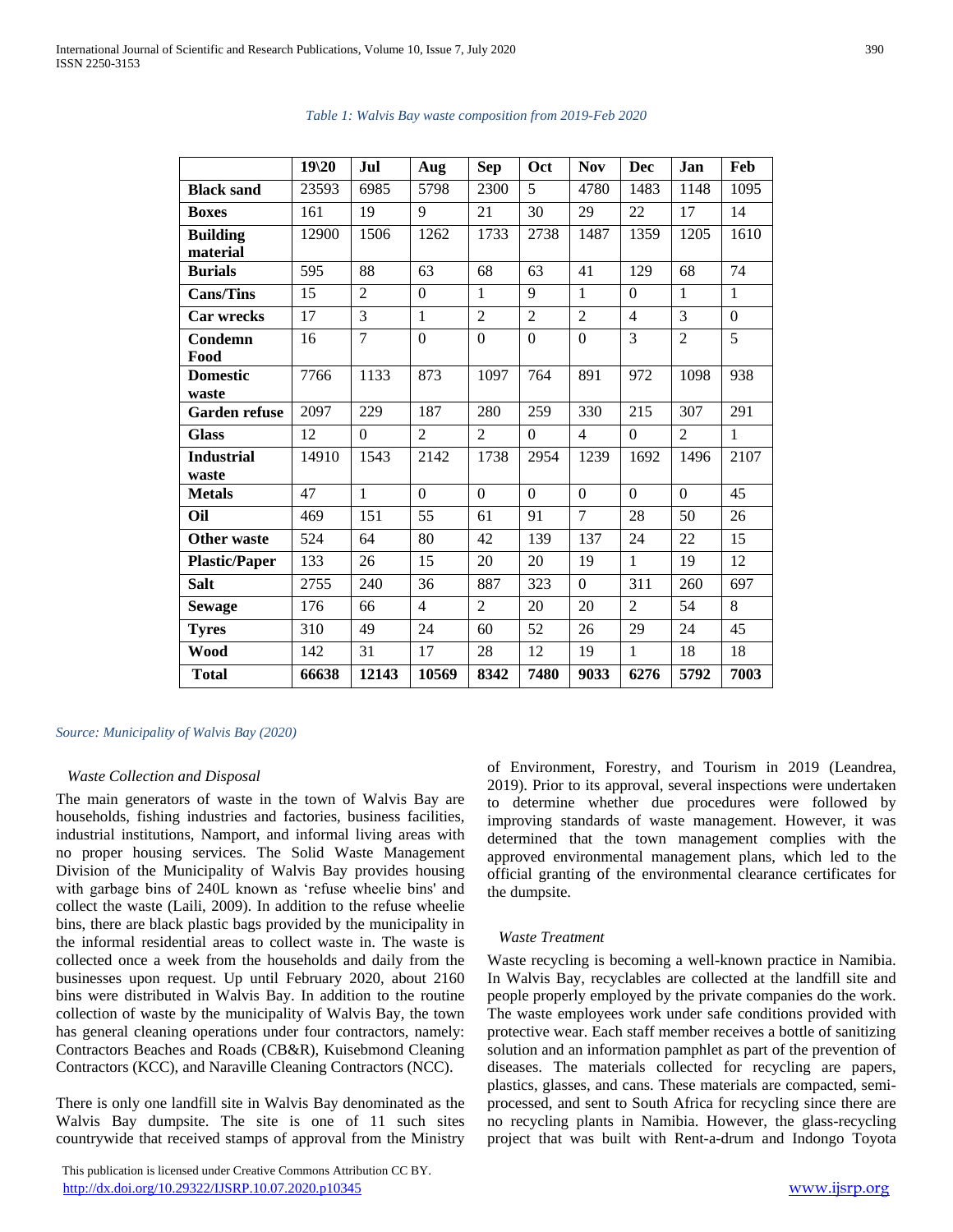*Table 1: Walvis Bay waste composition from 2019-Feb 2020*

| | 19\20 | Jul | Aug | Sep | Oct | Nov | Dec | Jan | Feb |
|---|---|---|---|---|---|---|---|---|---|
| **Black sand** | 23593 | 6985 | 5798 | 2300 | 5 | 4780 | 1483 | 1148 | 1095 |
| **Boxes** | 161 | 19 | 9 | 21 | 30 | 29 | 22 | 17 | 14 |
| **Building material** | 12900 | 1506 | 1262 | 1733 | 2738 | 1487 | 1359 | 1205 | 1610 |
| **Burials** | 595 | 88 | 63 | 68 | 63 | 41 | 129 | 68 | 74 |
| **Cans/Tins** | 15 | 2 | 0 | 1 | 9 | 1 | 0 | 1 | 1 |
| **Car wrecks** | 17 | 3 | 1 | 2 | 2 | 2 | 4 | 3 | 0 |
| **Condemn Food** | 16 | 7 | 0 | 0 | 0 | 0 | 3 | 2 | 5 |
| **Domestic waste** | 7766 | 1133 | 873 | 1097 | 764 | 891 | 972 | 1098 | 938 |
| **Garden refuse** | 2097 | 229 | 187 | 280 | 259 | 330 | 215 | 307 | 291 |
| **Glass** | 12 | 0 | 2 | 2 | 0 | 4 | 0 | 2 | 1 |
| **Industrial waste** | 14910 | 1543 | 2142 | 1738 | 2954 | 1239 | 1692 | 1496 | 2107 |
| **Metals** | 47 | 1 | 0 | 0 | 0 | 0 | 0 | 0 | 45 |
| **Oil** | 469 | 151 | 55 | 61 | 91 | 7 | 28 | 50 | 26 |
| **Other waste** | 524 | 64 | 80 | 42 | 139 | 137 | 24 | 22 | 15 |
| **Plastic/Paper** | 133 | 26 | 15 | 20 | 20 | 19 | 1 | 19 | 12 |
| **Salt** | 2755 | 240 | 36 | 887 | 323 | 0 | 311 | 260 | 697 |
| **Sewage** | 176 | 66 | 4 | 2 | 20 | 20 | 2 | 54 | 8 |
| **Tyres** | 310 | 49 | 24 | 60 | 52 | 26 | 29 | 24 | 45 |
| **Wood** | 142 | 31 | 17 | 28 | 12 | 19 | 1 | 18 | 18 |
| **Total** | **66638** | **12143** | **10569** | **8342** | **7480** | **9033** | **6276** | **5792** | **7003** |

*Source: Municipality of Walvis Bay (2020)*

*Waste Collection and Disposal*

The main generators of waste in the town of Walvis Bay are households, fishing industries and factories, business facilities, industrial institutions, Namport, and informal living areas with no proper housing services. The Solid Waste Management Division of the Municipality of Walvis Bay provides housing with garbage bins of 240L known as 'refuse wheelie bins' and collect the waste (Laili, 2009). In addition to the refuse wheelie bins, there are black plastic bags provided by the municipality in the informal residential areas to collect waste in. The waste is collected once a week from the households and daily from the businesses upon request. Up until February 2020, about 2160 bins were distributed in Walvis Bay. In addition to the routine collection of waste by the municipality of Walvis Bay, the town has general cleaning operations under four contractors, namely: Contractors Beaches and Roads (CB&R), Kuisebmond Cleaning Contractors (KCC), and Naraville Cleaning Contractors (NCC).

There is only one landfill site in Walvis Bay denominated as the Walvis Bay dumpsite. The site is one of 11 such sites countrywide that received stamps of approval from the Ministry of Environment, Forestry, and Tourism in 2019 (Leandrea, 2019). Prior to its approval, several inspections were undertaken to determine whether due procedures were followed by improving standards of waste management. However, it was determined that the town management complies with the approved environmental management plans, which led to the official granting of the environmental clearance certificates for the dumpsite.

*Waste Treatment*

Waste recycling is becoming a well-known practice in Namibia. In Walvis Bay, recyclables are collected at the landfill site and people properly employed by the private companies do the work. The waste employees work under safe conditions provided with protective wear. Each staff member receives a bottle of sanitizing solution and an information pamphlet as part of the prevention of diseases. The materials collected for recycling are papers, plastics, glasses, and cans. These materials are compacted, semi-processed, and sent to South Africa for recycling since there are no recycling plants in Namibia. However, the glass-recycling project that was built with Rent-a-drum and Indongo Toyota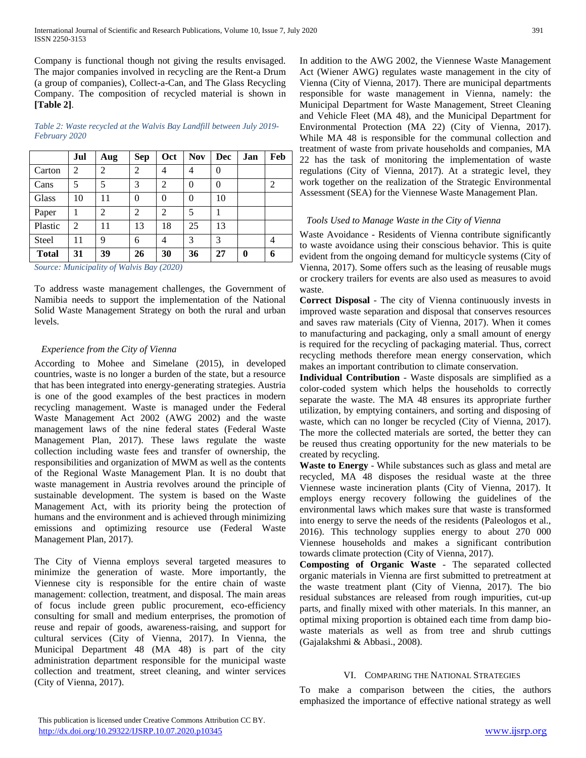Company is functional though not giving the results envisaged. The major companies involved in recycling are the Rent-a Drum (a group of companies), Collect-a-Can, and The Glass Recycling Company. The composition of recycled material is shown in **[Table 2]**.

*Table 2: Waste recycled at the Walvis Bay Landfill between July 2019-February 2020*

| | Jul | Aug | Sep | Oct | Nov | Dec | Jan | Feb |
|---|---|---|---|---|---|---|---|---|
| Carton | 2 | 2 | 2 | 4 | 4 | 0 | | |
| Cans | 5 | 5 | 3 | 2 | 0 | 0 | | 2 |
| Glass | 10 | 11 | 0 | 0 | 0 | 10 | | |
| Paper | 1 | 2 | 2 | 2 | 5 | 1 | | |
| Plastic | 2 | 11 | 13 | 18 | 25 | 13 | | |
| Steel | 11 | 9 | 6 | 4 | 3 | 3 | | 4 |
| **Total** | **31** | **39** | **26** | **30** | **36** | **27** | **0** | **6** |

*Source: Municipality of Walvis Bay (2020)*

To address waste management challenges, the Government of Namibia needs to support the implementation of the National Solid Waste Management Strategy on both the rural and urban levels.

### *Experience from the City of Vienna*

According to Mohee and Simelane (2015), in developed countries, waste is no longer a burden of the state, but a resource that has been integrated into energy-generating strategies. Austria is one of the good examples of the best practices in modern recycling management. Waste is managed under the Federal Waste Management Act 2002 (AWG 2002) and the waste management laws of the nine federal states (Federal Waste Management Plan, 2017). These laws regulate the waste collection including waste fees and transfer of ownership, the responsibilities and organization of MWM as well as the contents of the Regional Waste Management Plan. It is no doubt that waste management in Austria revolves around the principle of sustainable development. The system is based on the Waste Management Act, with its priority being the protection of humans and the environment and is achieved through minimizing emissions and optimizing resource use (Federal Waste Management Plan, 2017).

The City of Vienna employs several targeted measures to minimize the generation of waste. More importantly, the Viennese city is responsible for the entire chain of waste management: collection, treatment, and disposal. The main areas of focus include green public procurement, eco-efficiency consulting for small and medium enterprises, the promotion of reuse and repair of goods, awareness-raising, and support for cultural services (City of Vienna, 2017). In Vienna, the Municipal Department 48 (MA 48) is part of the city administration department responsible for the municipal waste collection and treatment, street cleaning, and winter services (City of Vienna, 2017).

In addition to the AWG 2002, the Viennese Waste Management Act (Wiener AWG) regulates waste management in the city of Vienna (City of Vienna, 2017). There are municipal departments responsible for waste management in Vienna, namely: the Municipal Department for Waste Management, Street Cleaning and Vehicle Fleet (MA 48), and the Municipal Department for Environmental Protection (MA 22) (City of Vienna, 2017). While MA 48 is responsible for the communal collection and treatment of waste from private households and companies, MA 22 has the task of monitoring the implementation of waste regulations (City of Vienna, 2017). At a strategic level, they work together on the realization of the Strategic Environmental Assessment (SEA) for the Viennese Waste Management Plan.

### *Tools Used to Manage Waste in the City of Vienna*

Waste Avoidance - Residents of Vienna contribute significantly to waste avoidance using their conscious behavior. This is quite evident from the ongoing demand for multicycle systems (City of Vienna, 2017). Some offers such as the leasing of reusable mugs or crockery trailers for events are also used as measures to avoid waste.

**Correct Disposal** - The city of Vienna continuously invests in improved waste separation and disposal that conserves resources and saves raw materials (City of Vienna, 2017). When it comes to manufacturing and packaging, only a small amount of energy is required for the recycling of packaging material. Thus, correct recycling methods therefore mean energy conservation, which makes an important contribution to climate conservation.

**Individual Contribution** - Waste disposals are simplified as a color-coded system which helps the households to correctly separate the waste. The MA 48 ensures its appropriate further utilization, by emptying containers, and sorting and disposing of waste, which can no longer be recycled (City of Vienna, 2017). The more the collected materials are sorted, the better they can be reused thus creating opportunity for the new materials to be created by recycling.

**Waste to Energy** - While substances such as glass and metal are recycled, MA 48 disposes the residual waste at the three Viennese waste incineration plants (City of Vienna, 2017). It employs energy recovery following the guidelines of the environmental laws which makes sure that waste is transformed into energy to serve the needs of the residents (Paleologos et al., 2016). This technology supplies energy to about 270 000 Viennese households and makes a significant contribution towards climate protection (City of Vienna, 2017).

**Composting of Organic Waste** - The separated collected organic materials in Vienna are first submitted to pretreatment at the waste treatment plant (City of Vienna, 2017). The bio residual substances are released from rough impurities, cut-up parts, and finally mixed with other materials. In this manner, an optimal mixing proportion is obtained each time from damp bio-waste materials as well as from tree and shrub cuttings (Gajalakshmi & Abbasi., 2008).

## VI. Comparing the National Strategies

To make a comparison between the cities, the authors emphasized the importance of effective national strategy as well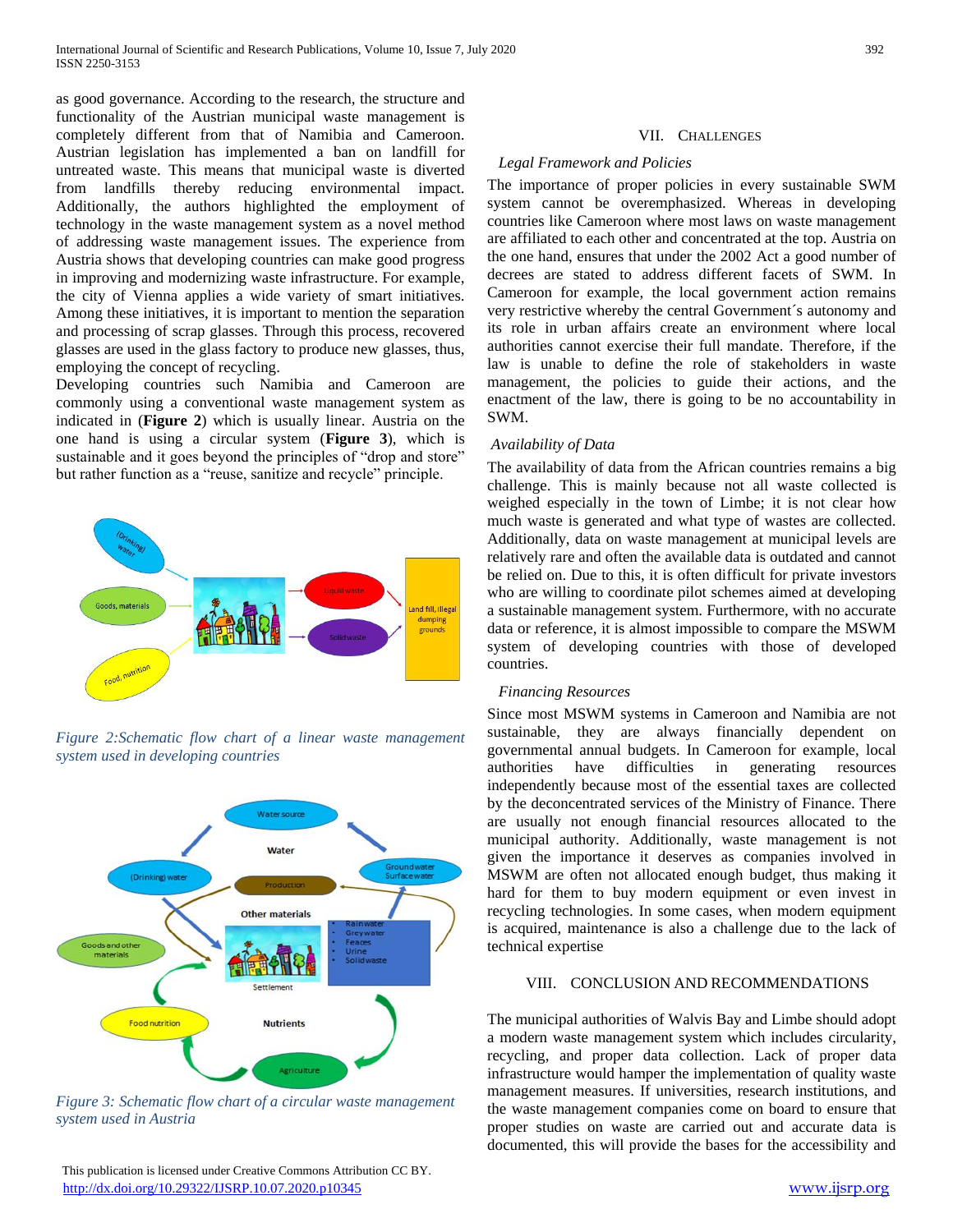as good governance. According to the research, the structure and functionality of the Austrian municipal waste management is completely different from that of Namibia and Cameroon. Austrian legislation has implemented a ban on landfill for untreated waste. This means that municipal waste is diverted from landfills thereby reducing environmental impact. Additionally, the authors highlighted the employment of technology in the waste management system as a novel method of addressing waste management issues. The experience from Austria shows that developing countries can make good progress in improving and modernizing waste infrastructure. For example, the city of Vienna applies a wide variety of smart initiatives. Among these initiatives, it is important to mention the separation and processing of scrap glasses. Through this process, recovered glasses are used in the glass factory to produce new glasses, thus, employing the concept of recycling.

Developing countries such Namibia and Cameroon are commonly using a conventional waste management system as indicated in (**Figure 2**) which is usually linear. Austria on the one hand is using a circular system (**Figure 3**), which is sustainable and it goes beyond the principles of "drop and store" but rather function as a "reuse, sanitize and recycle" principle.

*Figure 2:Schematic flow chart of a linear waste management system used in developing countries*

*Figure 3: Schematic flow chart of a circular waste management system used in Austria*

## VII. Challenges

### *Legal Framework and Policies*

The importance of proper policies in every sustainable SWM system cannot be overemphasized. Whereas in developing countries like Cameroon where most laws on waste management are affiliated to each other and concentrated at the top. Austria on the one hand, ensures that under the 2002 Act a good number of decrees are stated to address different facets of SWM. In Cameroon for example, the local government action remains very restrictive whereby the central Government´s autonomy and its role in urban affairs create an environment where local authorities cannot exercise their full mandate. Therefore, if the law is unable to define the role of stakeholders in waste management, the policies to guide their actions, and the enactment of the law, there is going to be no accountability in SWM.

### *Availability of Data*

The availability of data from the African countries remains a big challenge. This is mainly because not all waste collected is weighed especially in the town of Limbe; it is not clear how much waste is generated and what type of wastes are collected. Additionally, data on waste management at municipal levels are relatively rare and often the available data is outdated and cannot be relied on. Due to this, it is often difficult for private investors who are willing to coordinate pilot schemes aimed at developing a sustainable management system. Furthermore, with no accurate data or reference, it is almost impossible to compare the MSWM system of developing countries with those of developed countries.

### *Financing Resources*

Since most MSWM systems in Cameroon and Namibia are not sustainable, they are always financially dependent on governmental annual budgets. In Cameroon for example, local authorities have difficulties in generating resources independently because most of the essential taxes are collected by the deconcentrated services of the Ministry of Finance. There are usually not enough financial resources allocated to the municipal authority. Additionally, waste management is not given the importance it deserves as companies involved in MSWM are often not allocated enough budget, thus making it hard for them to buy modern equipment or even invest in recycling technologies. In some cases, when modern equipment is acquired, maintenance is also a challenge due to the lack of technical expertise

## VIII. Conclusion and Recommendations

The municipal authorities of Walvis Bay and Limbe should adopt a modern waste management system which includes circularity, recycling, and proper data collection. Lack of proper data infrastructure would hamper the implementation of quality waste management measures. If universities, research institutions, and the waste management companies come on board to ensure that proper studies on waste are carried out and accurate data is documented, this will provide the bases for the accessibility and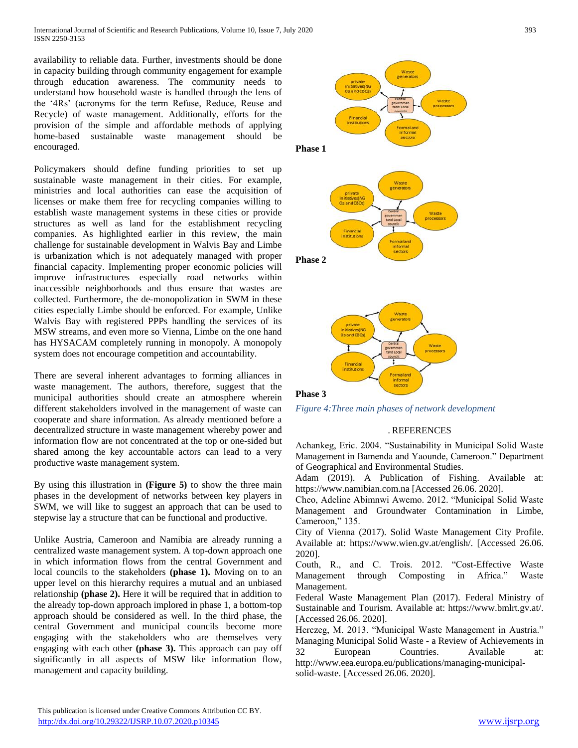availability to reliable data. Further, investments should be done in capacity building through community engagement for example through education awareness. The community needs to understand how household waste is handled through the lens of the '4Rs' (acronyms for the term Refuse, Reduce, Reuse and Recycle) of waste management. Additionally, efforts for the provision of the simple and affordable methods of applying home-based sustainable waste management should be encouraged.

Policymakers should define funding priorities to set up sustainable waste management in their cities. For example, ministries and local authorities can ease the acquisition of licenses or make them free for recycling companies willing to establish waste management systems in these cities or provide structures as well as land for the establishment recycling companies. As highlighted earlier in this review, the main challenge for sustainable development in Walvis Bay and Limbe is urbanization which is not adequately managed with proper financial capacity. Implementing proper economic policies will improve infrastructures especially road networks within inaccessible neighborhoods and thus ensure that wastes are collected. Furthermore, the de-monopolization in SWM in these cities especially Limbe should be enforced. For example, Unlike Walvis Bay with registered PPPs handling the services of its MSW streams, and even more so Vienna, Limbe on the one hand has HYSACAM completely running in monopoly. A monopoly system does not encourage competition and accountability.

There are several inherent advantages to forming alliances in waste management. The authors, therefore, suggest that the municipal authorities should create an atmosphere wherein different stakeholders involved in the management of waste can cooperate and share information. As already mentioned before a decentralized structure in waste management whereby power and information flow are not concentrated at the top or one-sided but shared among the key accountable actors can lead to a very productive waste management system.

By using this illustration in **(Figure 5)** to show the three main phases in the development of networks between key players in SWM, we will like to suggest an approach that can be used to stepwise lay a structure that can be functional and productive.

Unlike Austria, Cameroon and Namibia are already running a centralized waste management system. A top-down approach one in which information flows from the central Government and local councils to the stakeholders **(phase 1).** Moving on to an upper level on this hierarchy requires a mutual and an unbiased relationship **(phase 2).** Here it will be required that in addition to the already top-down approach implored in phase 1, a bottom-top approach should be considered as well. In the third phase, the central Government and municipal councils become more engaging with the stakeholders who are themselves very engaging with each other **(phase 3).** This approach can pay off significantly in all aspects of MSW like information flow, management and capacity building.

**Phase 1**

**Phase 2**

**Phase 3**

*Figure 4:Three main phases of network development*

## . REFERENCES

Achankeg, Eric. 2004. "Sustainability in Municipal Solid Waste Management in Bamenda and Yaounde, Cameroon." Department of Geographical and Environmental Studies.

Adam (2019). A Publication of Fishing. Available at: https://www.namibian.com.na [Accessed 26.06. 2020].

Cheo, Adeline Abimnwi Awemo. 2012. "Municipal Solid Waste Management and Groundwater Contamination in Limbe, Cameroon," 135.

City of Vienna (2017). Solid Waste Management City Profile. Available at: https://www.wien.gv.at/english/. [Accessed 26.06. 2020].

Couth, R., and C. Trois. 2012. "Cost-Effective Waste Management through Composting in Africa." Waste Management.

Federal Waste Management Plan (2017). Federal Ministry of Sustainable and Tourism. Available at: https://www.bmlrt.gv.at/. [Accessed 26.06. 2020].

Herczeg, M. 2013. "Municipal Waste Management in Austria." Managing Municipal Solid Waste - a Review of Achievements in 32 European Countries. Available at: http://www.eea.europa.eu/publications/managing-municipal-solid-waste. [Accessed 26.06. 2020].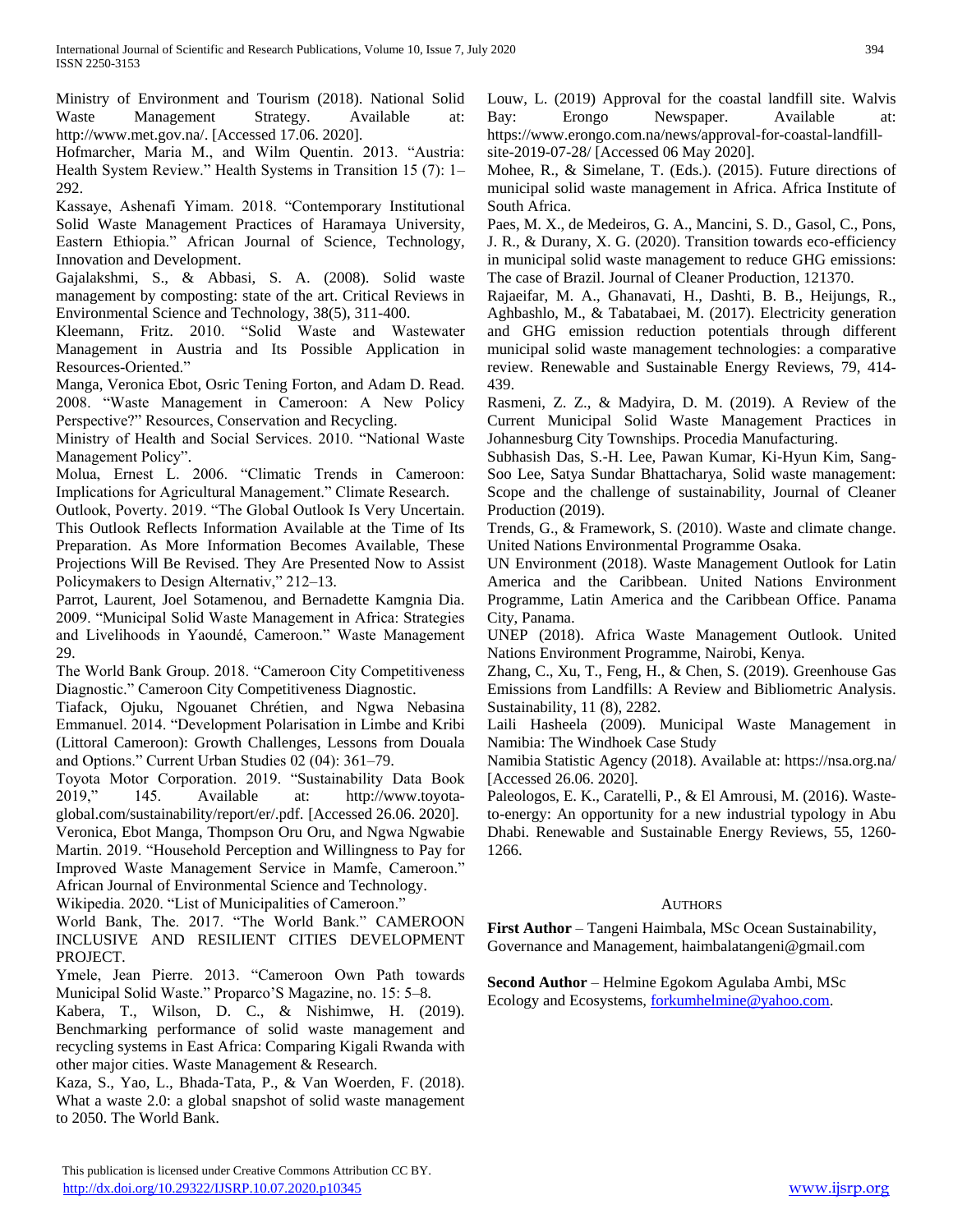Ministry of Environment and Tourism (2018). National Solid Waste Management Strategy. Available at: http://www.met.gov.na/. [Accessed 17.06. 2020].

Hofmarcher, Maria M., and Wilm Quentin. 2013. "Austria: Health System Review." Health Systems in Transition 15 (7): 1–292.

Kassaye, Ashenafi Yimam. 2018. "Contemporary Institutional Solid Waste Management Practices of Haramaya University, Eastern Ethiopia." African Journal of Science, Technology, Innovation and Development.

Gajalakshmi, S., & Abbasi, S. A. (2008). Solid waste management by composting: state of the art. Critical Reviews in Environmental Science and Technology, 38(5), 311-400.

Kleemann, Fritz. 2010. "Solid Waste and Wastewater Management in Austria and Its Possible Application in Resources-Oriented."

Manga, Veronica Ebot, Osric Tening Forton, and Adam D. Read. 2008. "Waste Management in Cameroon: A New Policy Perspective?" Resources, Conservation and Recycling.

Ministry of Health and Social Services. 2010. "National Waste Management Policy".

Molua, Ernest L. 2006. "Climatic Trends in Cameroon: Implications for Agricultural Management." Climate Research.

Outlook, Poverty. 2019. "The Global Outlook Is Very Uncertain. This Outlook Reflects Information Available at the Time of Its Preparation. As More Information Becomes Available, These Projections Will Be Revised. They Are Presented Now to Assist Policymakers to Design Alternativ," 212–13.

Parrot, Laurent, Joel Sotamenou, and Bernadette Kamgnia Dia. 2009. "Municipal Solid Waste Management in Africa: Strategies and Livelihoods in Yaoundé, Cameroon." Waste Management 29.

The World Bank Group. 2018. "Cameroon City Competitiveness Diagnostic." Cameroon City Competitiveness Diagnostic.

Tiafack, Ojuku, Ngouanet Chrétien, and Ngwa Nebasina Emmanuel. 2014. "Development Polarisation in Limbe and Kribi (Littoral Cameroon): Growth Challenges, Lessons from Douala and Options." Current Urban Studies 02 (04): 361–79.

Toyota Motor Corporation. 2019. "Sustainability Data Book 2019," 145. Available at: http://www.toyota-global.com/sustainability/report/er/.pdf. [Accessed 26.06. 2020].

Veronica, Ebot Manga, Thompson Oru Oru, and Ngwa Ngwabie Martin. 2019. "Household Perception and Willingness to Pay for Improved Waste Management Service in Mamfe, Cameroon." African Journal of Environmental Science and Technology.

Wikipedia. 2020. "List of Municipalities of Cameroon."

World Bank, The. 2017. "The World Bank." CAMEROON INCLUSIVE AND RESILIENT CITIES DEVELOPMENT PROJECT.

Ymele, Jean Pierre. 2013. "Cameroon Own Path towards Municipal Solid Waste." Proparco'S Magazine, no. 15: 5–8.

Kabera, T., Wilson, D. C., & Nishimwe, H. (2019). Benchmarking performance of solid waste management and recycling systems in East Africa: Comparing Kigali Rwanda with other major cities. Waste Management & Research.

Kaza, S., Yao, L., Bhada-Tata, P., & Van Woerden, F. (2018). What a waste 2.0: a global snapshot of solid waste management to 2050. The World Bank.

Louw, L. (2019) Approval for the coastal landfill site. Walvis Bay: Erongo Newspaper. Available at: https://www.erongo.com.na/news/approval-for-coastal-landfill-site-2019-07-28/ [Accessed 06 May 2020].

Mohee, R., & Simelane, T. (Eds.). (2015). Future directions of municipal solid waste management in Africa. Africa Institute of South Africa.

Paes, M. X., de Medeiros, G. A., Mancini, S. D., Gasol, C., Pons, J. R., & Durany, X. G. (2020). Transition towards eco-efficiency in municipal solid waste management to reduce GHG emissions: The case of Brazil. Journal of Cleaner Production, 121370.

Rajaeifar, M. A., Ghanavati, H., Dashti, B. B., Heijungs, R., Aghbashlo, M., & Tabatabaei, M. (2017). Electricity generation and GHG emission reduction potentials through different municipal solid waste management technologies: a comparative review. Renewable and Sustainable Energy Reviews, 79, 414-439.

Rasmeni, Z. Z., & Madyira, D. M. (2019). A Review of the Current Municipal Solid Waste Management Practices in Johannesburg City Townships. Procedia Manufacturing.

Subhasish Das, S.-H. Lee, Pawan Kumar, Ki-Hyun Kim, Sang-Soo Lee, Satya Sundar Bhattacharya, Solid waste management: Scope and the challenge of sustainability, Journal of Cleaner Production (2019).

Trends, G., & Framework, S. (2010). Waste and climate change. United Nations Environmental Programme Osaka.

UN Environment (2018). Waste Management Outlook for Latin America and the Caribbean. United Nations Environment Programme, Latin America and the Caribbean Office. Panama City, Panama.

UNEP (2018). Africa Waste Management Outlook. United Nations Environment Programme, Nairobi, Kenya.

Zhang, C., Xu, T., Feng, H., & Chen, S. (2019). Greenhouse Gas Emissions from Landfills: A Review and Bibliometric Analysis. Sustainability, 11 (8), 2282.

Laili Hasheela (2009). Municipal Waste Management in Namibia: The Windhoek Case Study

Namibia Statistic Agency (2018). Available at: https://nsa.org.na/ [Accessed 26.06. 2020].

Paleologos, E. K., Caratelli, P., & El Amrousi, M. (2016). Waste-to-energy: An opportunity for a new industrial typology in Abu Dhabi. Renewable and Sustainable Energy Reviews, 55, 1260-1266.

## AUTHORS

**First Author** – Tangeni Haimbala, MSc Ocean Sustainability, Governance and Management, haimbalatangeni@gmail.com

**Second Author** – Helmine Egokom Agulaba Ambi, MSc Ecology and Ecosystems, forkumhelmine@yahoo.com.